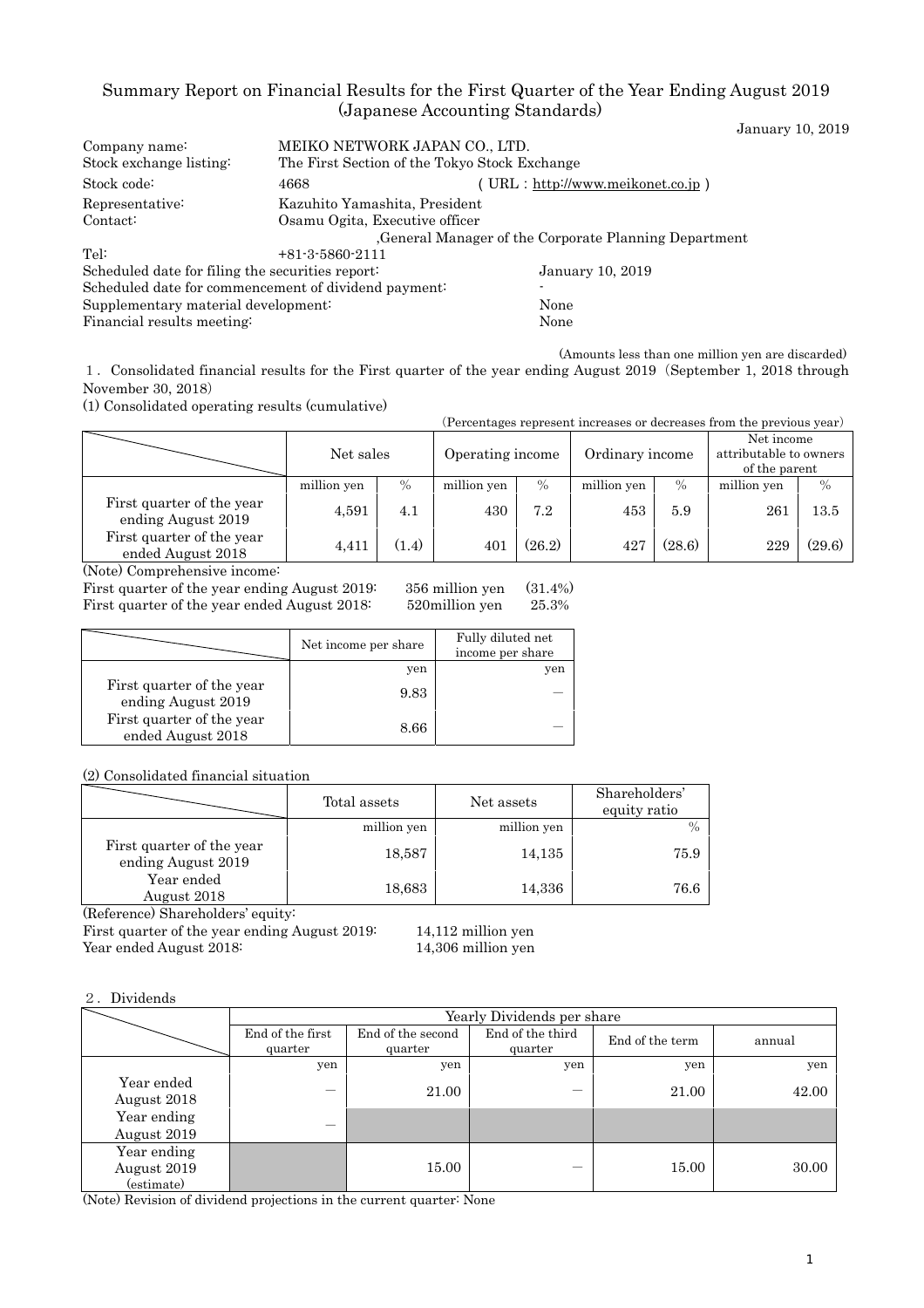# Summary Report on Financial Results for the First Quarter of the Year Ending August 2019 (Japanese Accounting Standards)

January 10, 2019

| | | |
|---|---|---|
| Company name: | MEIKO NETWORK JAPAN CO., LTD. | |
| Stock exchange listing: | The First Section of the Tokyo Stock Exchange | |
| Stock code: | 4668 | ( URL : http://www.meikonet.co.jp ) |
| Representative: | Kazuhito Yamashita, President | |
| Contact: | Osamu Ogita, Executive officer ,General Manager of the Corporate Planning Department | |
| Tel: | +81-3-5860-2111 | |

Scheduled date for filing the securities report: January 10, 2019
Scheduled date for commencement of dividend payment: -
Supplementary material development: None
Financial results meeting: None

(Amounts less than one million yen are discarded)

1．Consolidated financial results for the First quarter of the year ending August 2019（September 1, 2018 through November 30, 2018）

(1) Consolidated operating results (cumulative)

(Percentages represent increases or decreases from the previous year)

| | Net sales | | Operating income | | Ordinary income | | Net income attributable to owners of the parent | |
|---|---|---|---|---|---|---|---|---|
| | million yen | % | million yen | % | million yen | % | million yen | % |
| First quarter of the year ending August 2019 | 4,591 | 4.1 | 430 | 7.2 | 453 | 5.9 | 261 | 13.5 |
| First quarter of the year ended August 2018 | 4,411 | (1.4) | 401 | (26.2) | 427 | (28.6) | 229 | (29.6) |

(Note) Comprehensive income:
First quarter of the year ending August 2019: 356 million yen (31.4%)
First quarter of the year ended August 2018: 520million yen 25.3%

| | Net income per share | Fully diluted net income per share |
|---|---|---|
| | yen | yen |
| First quarter of the year ending August 2019 | 9.83 | － |
| First quarter of the year ended August 2018 | 8.66 | － |

(2) Consolidated financial situation

| | Total assets | Net assets | Shareholders' equity ratio |
|---|---|---|---|
| | million yen | million yen | % |
| First quarter of the year ending August 2019 | 18,587 | 14,135 | 75.9 |
| Year ended August 2018 | 18,683 | 14,336 | 76.6 |

(Reference) Shareholders' equity:
First quarter of the year ending August 2019: 14,112 million yen
Year ended August 2018: 14,306 million yen

2．Dividends

| | Yearly Dividends per share | | | | |
|---|---|---|---|---|---|
| | End of the first quarter | End of the second quarter | End of the third quarter | End of the term | annual |
| | yen | yen | yen | yen | yen |
| Year ended August 2018 | － | 21.00 | － | 21.00 | 42.00 |
| Year ending August 2019 | － | | | | |
| Year ending August 2019 (estimate) | | 15.00 | － | 15.00 | 30.00 |

(Note) Revision of dividend projections in the current quarter: None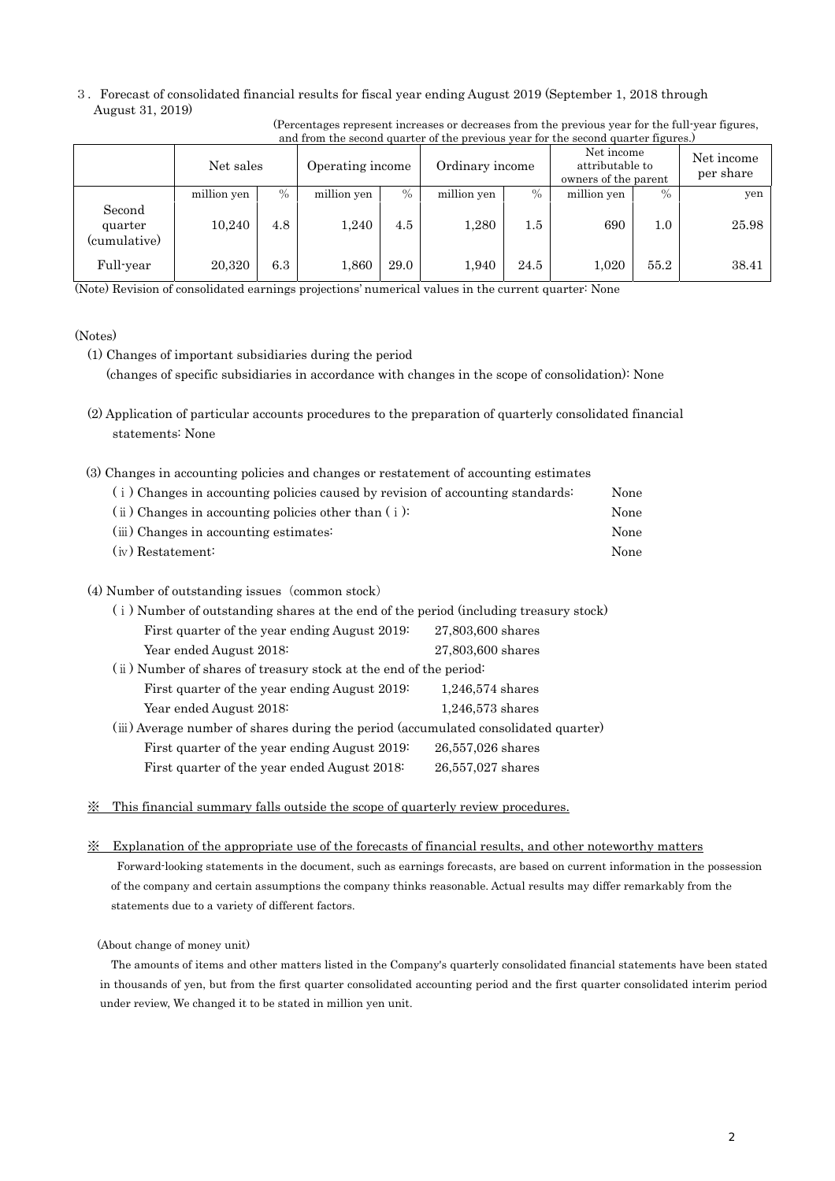3．Forecast of consolidated financial results for fiscal year ending August 2019 (September 1, 2018 through August 31, 2019)

(Percentages represent increases or decreases from the previous year for the full-year figures, and from the second quarter of the previous year for the second quarter figures.)

| | Net sales | | Operating income | | Ordinary income | | Net income attributable to owners of the parent | | Net income per share |
|---|---|---|---|---|---|---|---|---|---|
| | million yen | % | million yen | % | million yen | % | million yen | % | yen |
| Second quarter (cumulative) | 10,240 | 4.8 | 1,240 | 4.5 | 1,280 | 1.5 | 690 | 1.0 | 25.98 |
| Full-year | 20,320 | 6.3 | 1,860 | 29.0 | 1,940 | 24.5 | 1,020 | 55.2 | 38.41 |

(Note) Revision of consolidated earnings projections' numerical values in the current quarter: None

(Notes)

(1) Changes of important subsidiaries during the period
(changes of specific subsidiaries in accordance with changes in the scope of consolidation): None

(2) Application of particular accounts procedures to the preparation of quarterly consolidated financial statements: None

(3) Changes in accounting policies and changes or restatement of accounting estimates

| | |
|---|---|
| (ｉ) Changes in accounting policies caused by revision of accounting standards: | None |
| (ⅱ) Changes in accounting policies other than (ｉ): | None |
| (ⅲ) Changes in accounting estimates: | None |
| (ⅳ) Restatement: | None |

(4) Number of outstanding issues（common stock）

(ｉ) Number of outstanding shares at the end of the period (including treasury stock)

| | |
|---|---|
| First quarter of the year ending August 2019: | 27,803,600 shares |
| Year ended August 2018: | 27,803,600 shares |

(ⅱ) Number of shares of treasury stock at the end of the period:

| | |
|---|---|
| First quarter of the year ending August 2019: | 1,246,574 shares |
| Year ended August 2018: | 1,246,573 shares |

(ⅲ) Average number of shares during the period (accumulated consolidated quarter)

| | |
|---|---|
| First quarter of the year ending August 2019: | 26,557,026 shares |
| First quarter of the year ended August 2018: | 26,557,027 shares |

※ This financial summary falls outside the scope of quarterly review procedures.

※ Explanation of the appropriate use of the forecasts of financial results, and other noteworthy matters

Forward-looking statements in the document, such as earnings forecasts, are based on current information in the possession of the company and certain assumptions the company thinks reasonable. Actual results may differ remarkably from the statements due to a variety of different factors.

(About change of money unit)

The amounts of items and other matters listed in the Company's quarterly consolidated financial statements have been stated in thousands of yen, but from the first quarter consolidated accounting period and the first quarter consolidated interim period under review, We changed it to be stated in million yen unit.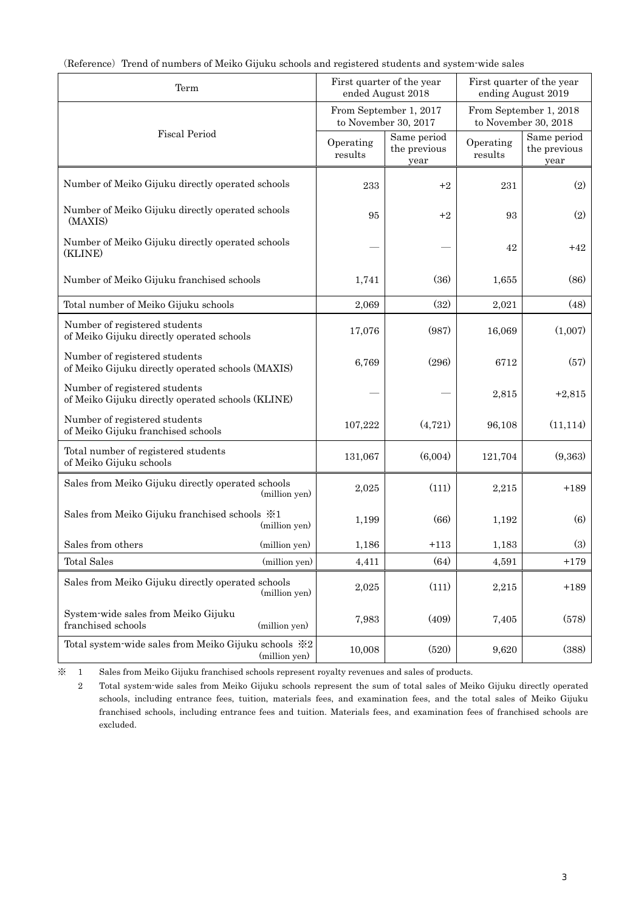(Reference) Trend of numbers of Meiko Gijuku schools and registered students and system-wide sales

| Term | First quarter of the year ended August 2018 | | First quarter of the year ending August 2019 | |
|---|---|---|---|---|
| Fiscal Period | From September 1, 2017 to November 30, 2017 | | From September 1, 2018 to November 30, 2018 | |
| | Operating results | Same period the previous year | Operating results | Same period the previous year |
| Number of Meiko Gijuku directly operated schools | 233 | +2 | 231 | (2) |
| Number of Meiko Gijuku directly operated schools (MAXIS) | 95 | +2 | 93 | (2) |
| Number of Meiko Gijuku directly operated schools (KLINE) | — | — | 42 | +42 |
| Number of Meiko Gijuku franchised schools | 1,741 | (36) | 1,655 | (86) |
| Total number of Meiko Gijuku schools | 2,069 | (32) | 2,021 | (48) |
| Number of registered students of Meiko Gijuku directly operated schools | 17,076 | (987) | 16,069 | (1,007) |
| Number of registered students of Meiko Gijuku directly operated schools (MAXIS) | 6,769 | (296) | 6712 | (57) |
| Number of registered students of Meiko Gijuku directly operated schools (KLINE) | — | — | 2,815 | +2,815 |
| Number of registered students of Meiko Gijuku franchised schools | 107,222 | (4,721) | 96,108 | (11,114) |
| Total number of registered students of Meiko Gijuku schools | 131,067 | (6,004) | 121,704 | (9,363) |
| Sales from Meiko Gijuku directly operated schools (million yen) | 2,025 | (111) | 2,215 | +189 |
| Sales from Meiko Gijuku franchised schools ※1 (million yen) | 1,199 | (66) | 1,192 | (6) |
| Sales from others (million yen) | 1,186 | +113 | 1,183 | (3) |
| Total Sales (million yen) | 4,411 | (64) | 4,591 | +179 |
| Sales from Meiko Gijuku directly operated schools (million yen) | 2,025 | (111) | 2,215 | +189 |
| System-wide sales from Meiko Gijuku franchised schools (million yen) | 7,983 | (409) | 7,405 | (578) |
| Total system-wide sales from Meiko Gijuku schools ※2 (million yen) | 10,008 | (520) | 9,620 | (388) |

※ 1 Sales from Meiko Gijuku franchised schools represent royalty revenues and sales of products.

2 Total system-wide sales from Meiko Gijuku schools represent the sum of total sales of Meiko Gijuku directly operated schools, including entrance fees, tuition, materials fees, and examination fees, and the total sales of Meiko Gijuku franchised schools, including entrance fees and tuition. Materials fees, and examination fees of franchised schools are excluded.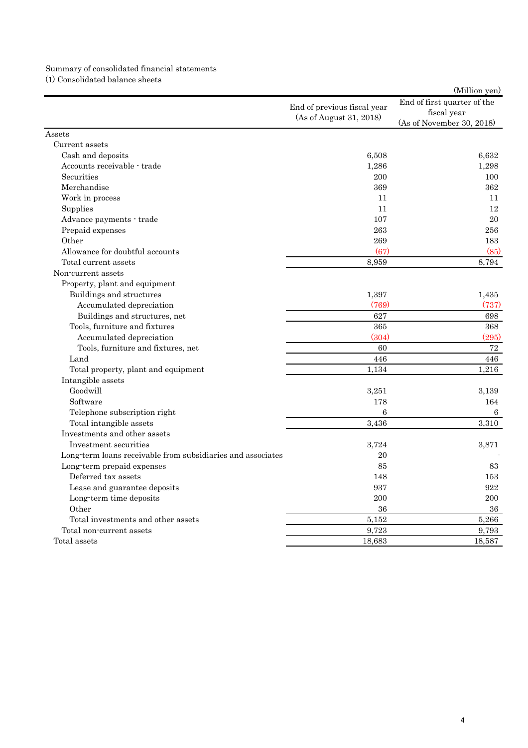Summary of consolidated financial statements

(1) Consolidated balance sheets

(Million yen)

| | End of previous fiscal year (As of August 31, 2018) | End of first quarter of the fiscal year (As of November 30, 2018) |
|---|---|---|
| Assets | | |
| Current assets | | |
| Cash and deposits | 6,508 | 6,632 |
| Accounts receivable - trade | 1,286 | 1,298 |
| Securities | 200 | 100 |
| Merchandise | 369 | 362 |
| Work in process | 11 | 11 |
| Supplies | 11 | 12 |
| Advance payments - trade | 107 | 20 |
| Prepaid expenses | 263 | 256 |
| Other | 269 | 183 |
| Allowance for doubtful accounts | (67) | (85) |
| Total current assets | 8,959 | 8,794 |
| Non-current assets | | |
| Property, plant and equipment | | |
| Buildings and structures | 1,397 | 1,435 |
| Accumulated depreciation | (769) | (737) |
| Buildings and structures, net | 627 | 698 |
| Tools, furniture and fixtures | 365 | 368 |
| Accumulated depreciation | (304) | (295) |
| Tools, furniture and fixtures, net | 60 | 72 |
| Land | 446 | 446 |
| Total property, plant and equipment | 1,134 | 1,216 |
| Intangible assets | | |
| Goodwill | 3,251 | 3,139 |
| Software | 178 | 164 |
| Telephone subscription right | 6 | 6 |
| Total intangible assets | 3,436 | 3,310 |
| Investments and other assets | | |
| Investment securities | 3,724 | 3,871 |
| Long-term loans receivable from subsidiaries and associates | 20 | - |
| Long-term prepaid expenses | 85 | 83 |
| Deferred tax assets | 148 | 153 |
| Lease and guarantee deposits | 937 | 922 |
| Long-term time deposits | 200 | 200 |
| Other | 36 | 36 |
| Total investments and other assets | 5,152 | 5,266 |
| Total non-current assets | 9,723 | 9,793 |
| Total assets | 18,683 | 18,587 |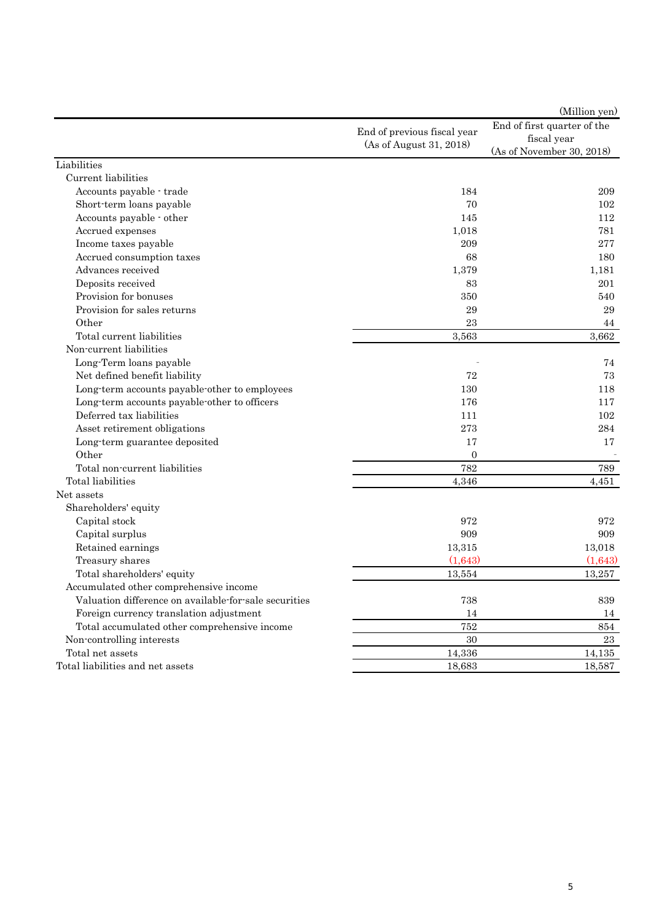(Million yen)

| | End of previous fiscal year (As of August 31, 2018) | End of first quarter of the fiscal year (As of November 30, 2018) |
|---|---|---|
| Liabilities | | |
| Current liabilities | | |
| Accounts payable - trade | 184 | 209 |
| Short-term loans payable | 70 | 102 |
| Accounts payable - other | 145 | 112 |
| Accrued expenses | 1,018 | 781 |
| Income taxes payable | 209 | 277 |
| Accrued consumption taxes | 68 | 180 |
| Advances received | 1,379 | 1,181 |
| Deposits received | 83 | 201 |
| Provision for bonuses | 350 | 540 |
| Provision for sales returns | 29 | 29 |
| Other | 23 | 44 |
| Total current liabilities | 3,563 | 3,662 |
| Non-current liabilities | | |
| Long-Term loans payable | - | 74 |
| Net defined benefit liability | 72 | 73 |
| Long-term accounts payable-other to employees | 130 | 118 |
| Long-term accounts payable-other to officers | 176 | 117 |
| Deferred tax liabilities | 111 | 102 |
| Asset retirement obligations | 273 | 284 |
| Long-term guarantee deposited | 17 | 17 |
| Other | 0 | - |
| Total non-current liabilities | 782 | 789 |
| Total liabilities | 4,346 | 4,451 |
| Net assets | | |
| Shareholders' equity | | |
| Capital stock | 972 | 972 |
| Capital surplus | 909 | 909 |
| Retained earnings | 13,315 | 13,018 |
| Treasury shares | (1,643) | (1,643) |
| Total shareholders' equity | 13,554 | 13,257 |
| Accumulated other comprehensive income | | |
| Valuation difference on available-for-sale securities | 738 | 839 |
| Foreign currency translation adjustment | 14 | 14 |
| Total accumulated other comprehensive income | 752 | 854 |
| Non-controlling interests | 30 | 23 |
| Total net assets | 14,336 | 14,135 |
| Total liabilities and net assets | 18,683 | 18,587 |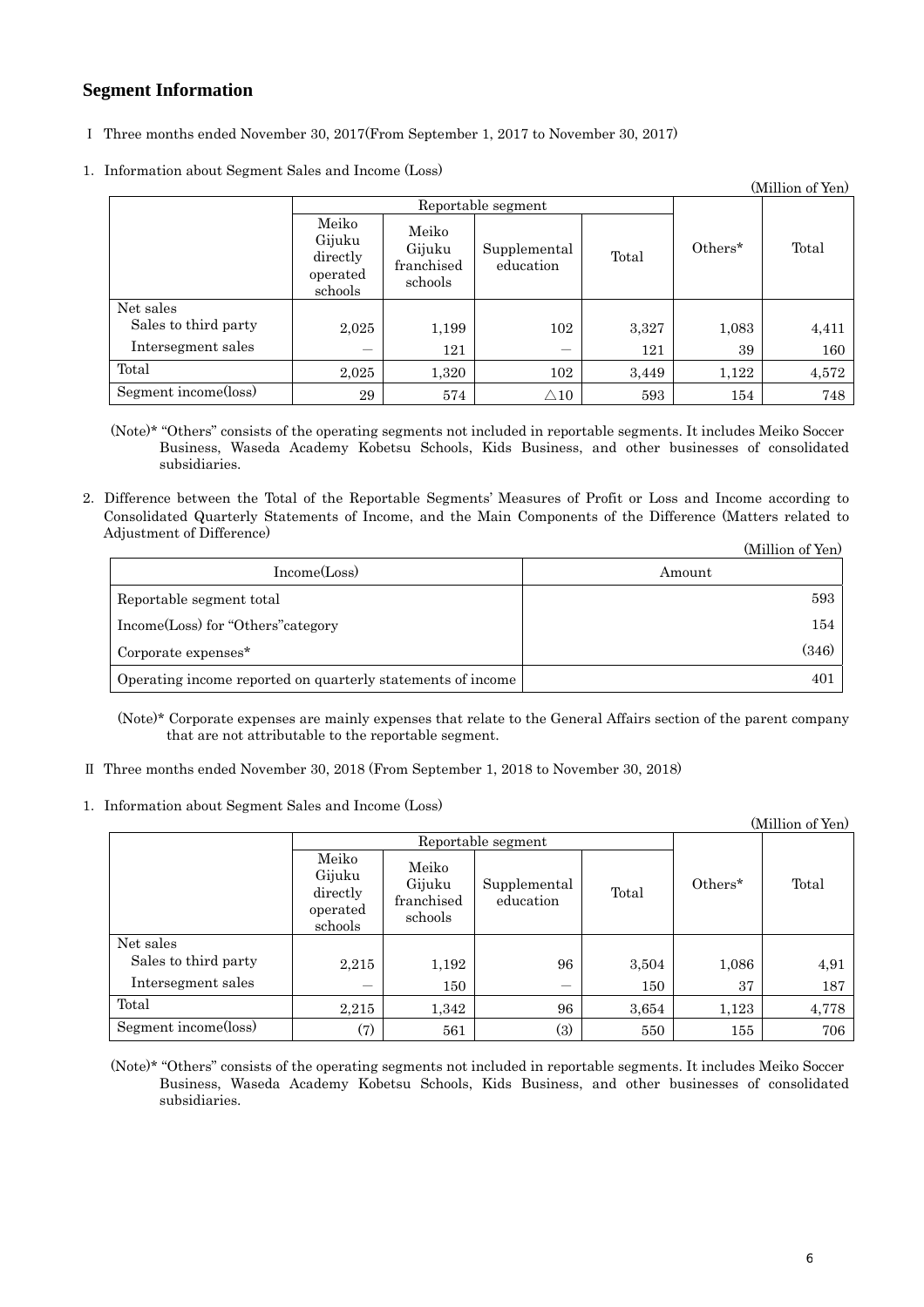## Segment Information

Ⅰ Three months ended November 30, 2017(From September 1, 2017 to November 30, 2017)

1. Information about Segment Sales and Income (Loss)

(Million of Yen)

| | Reportable segment | | | | Others* | Total |
|---|---|---|---|---|---|---|
| | Meiko Gijuku directly operated schools | Meiko Gijuku franchised schools | Supplemental education | Total | | |
| Net sales<br>Sales to third party | 2,025 | 1,199 | 102 | 3,327 | 1,083 | 4,411 |
| Intersegment sales | ― | 121 | ― | 121 | 39 | 160 |
| Total | 2,025 | 1,320 | 102 | 3,449 | 1,122 | 4,572 |
| Segment income(loss) | 29 | 574 | △10 | 593 | 154 | 748 |

(Note)* "Others" consists of the operating segments not included in reportable segments. It includes Meiko Soccer Business, Waseda Academy Kobetsu Schools, Kids Business, and other businesses of consolidated subsidiaries.

2. Difference between the Total of the Reportable Segments' Measures of Profit or Loss and Income according to Consolidated Quarterly Statements of Income, and the Main Components of the Difference (Matters related to Adjustment of Difference)

(Million of Yen)

| Income(Loss) | Amount |
|---|---|
| Reportable segment total | 593 |
| Income(Loss) for "Others"category | 154 |
| Corporate expenses* | (346) |
| Operating income reported on quarterly statements of income | 401 |

(Note)* Corporate expenses are mainly expenses that relate to the General Affairs section of the parent company that are not attributable to the reportable segment.

Ⅱ Three months ended November 30, 2018 (From September 1, 2018 to November 30, 2018)

1. Information about Segment Sales and Income (Loss)

(Million of Yen)

| | Reportable segment | | | | Others* | Total |
|---|---|---|---|---|---|---|
| | Meiko Gijuku directly operated schools | Meiko Gijuku franchised schools | Supplemental education | Total | | |
| Net sales<br>Sales to third party | 2,215 | 1,192 | 96 | 3,504 | 1,086 | 4,91 |
| Intersegment sales | ― | 150 | ― | 150 | 37 | 187 |
| Total | 2,215 | 1,342 | 96 | 3,654 | 1,123 | 4,778 |
| Segment income(loss) | (7) | 561 | (3) | 550 | 155 | 706 |

(Note)* "Others" consists of the operating segments not included in reportable segments. It includes Meiko Soccer Business, Waseda Academy Kobetsu Schools, Kids Business, and other businesses of consolidated subsidiaries.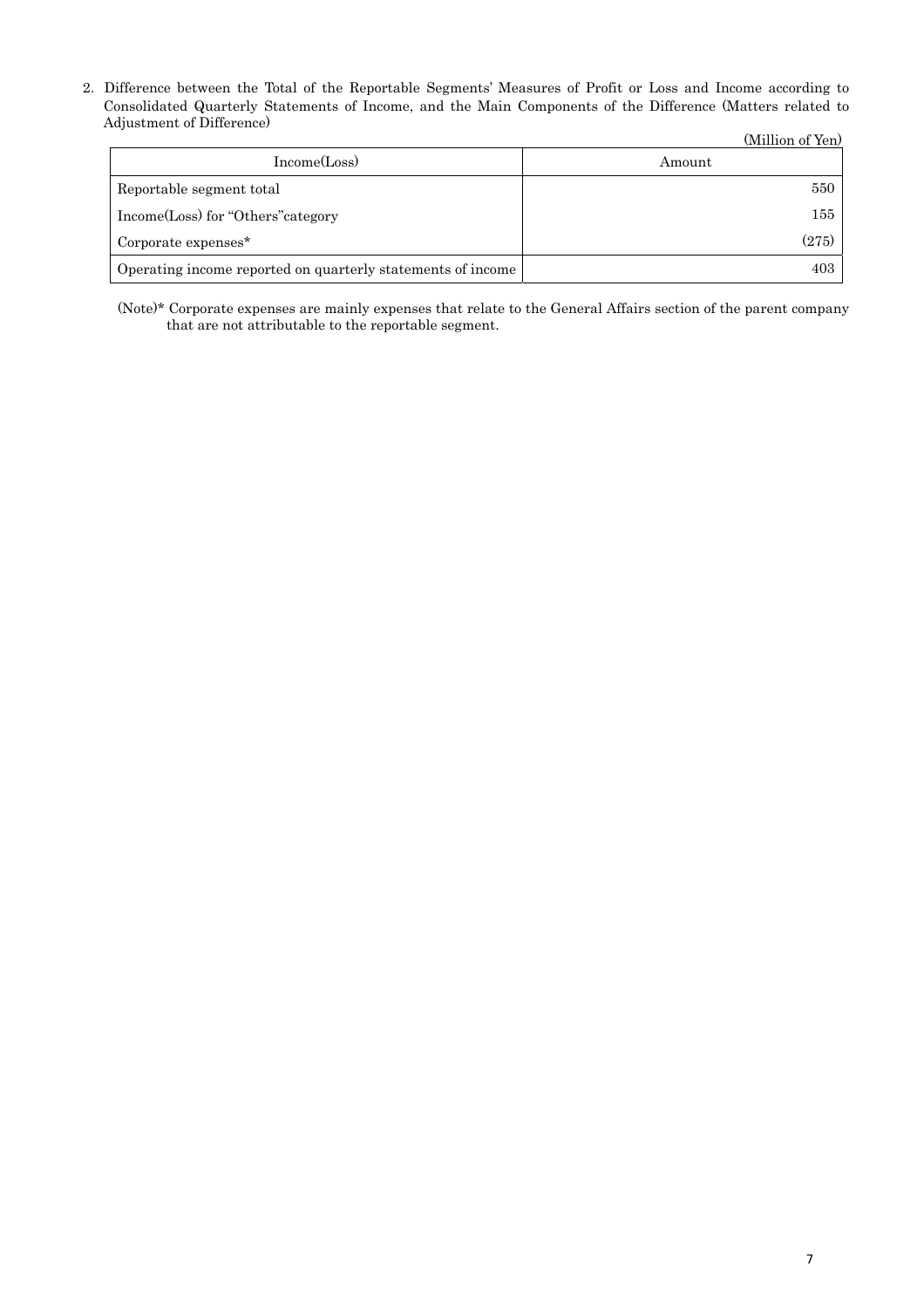2. Difference between the Total of the Reportable Segments' Measures of Profit or Loss and Income according to Consolidated Quarterly Statements of Income, and the Main Components of the Difference (Matters related to Adjustment of Difference)

(Million of Yen)

| Income(Loss) | Amount |
|---|---|
| Reportable segment total | 550 |
| Income(Loss) for "Others"category | 155 |
| Corporate expenses* | (275) |
| Operating income reported on quarterly statements of income | 403 |

(Note)* Corporate expenses are mainly expenses that relate to the General Affairs section of the parent company that are not attributable to the reportable segment.